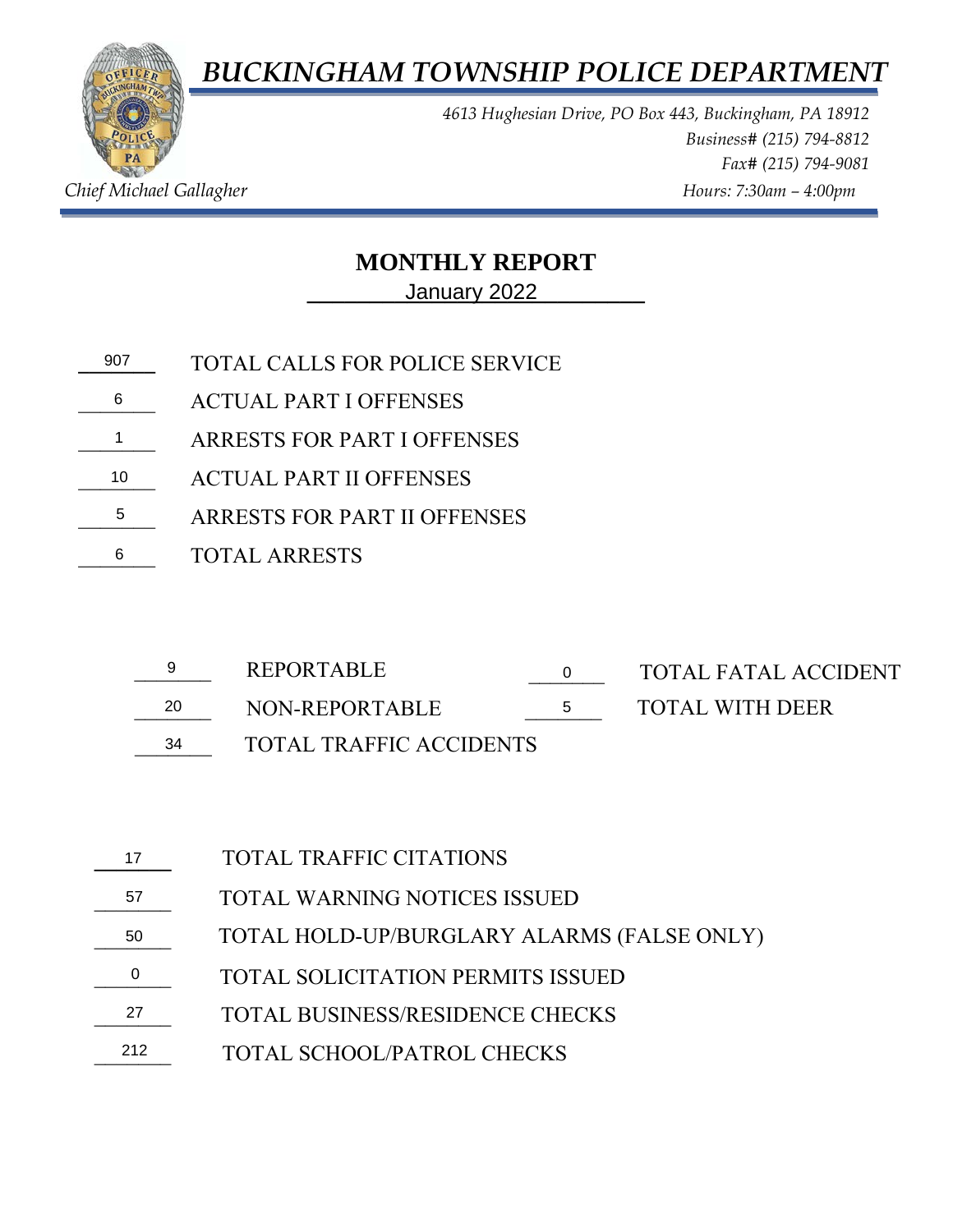# *BUCKINGHAM TOWNSHIP POLICE DEPARTMENT*

*4613 Hughesian Drive, PO Box 443, Buckingham, PA 18912*
*Business# (215) 794-8812*
*Fax# (215) 794-9081*
*Hours: 7:30am – 4:00pm*

*Chief Michael Gallagher*

## MONTHLY REPORT

January 2022

| | |
|---|---|
| 907 | TOTAL CALLS FOR POLICE SERVICE |
| 6 | ACTUAL PART I OFFENSES |
| 1 | ARRESTS FOR PART I OFFENSES |
| 10 | ACTUAL PART II OFFENSES |
| 5 | ARRESTS FOR PART II OFFENSES |
| 6 | TOTAL ARRESTS |

| | | | |
|---|---|---|---|
| 9 | REPORTABLE | 0 | TOTAL FATAL ACCIDENT |
| 20 | NON-REPORTABLE | 5 | TOTAL WITH DEER |
| 34 | TOTAL TRAFFIC ACCIDENTS | | |

| | |
|---|---|
| 17 | TOTAL TRAFFIC CITATIONS |
| 57 | TOTAL WARNING NOTICES ISSUED |
| 50 | TOTAL HOLD-UP/BURGLARY ALARMS (FALSE ONLY) |
| 0 | TOTAL SOLICITATION PERMITS ISSUED |
| 27 | TOTAL BUSINESS/RESIDENCE CHECKS |
| 212 | TOTAL SCHOOL/PATROL CHECKS |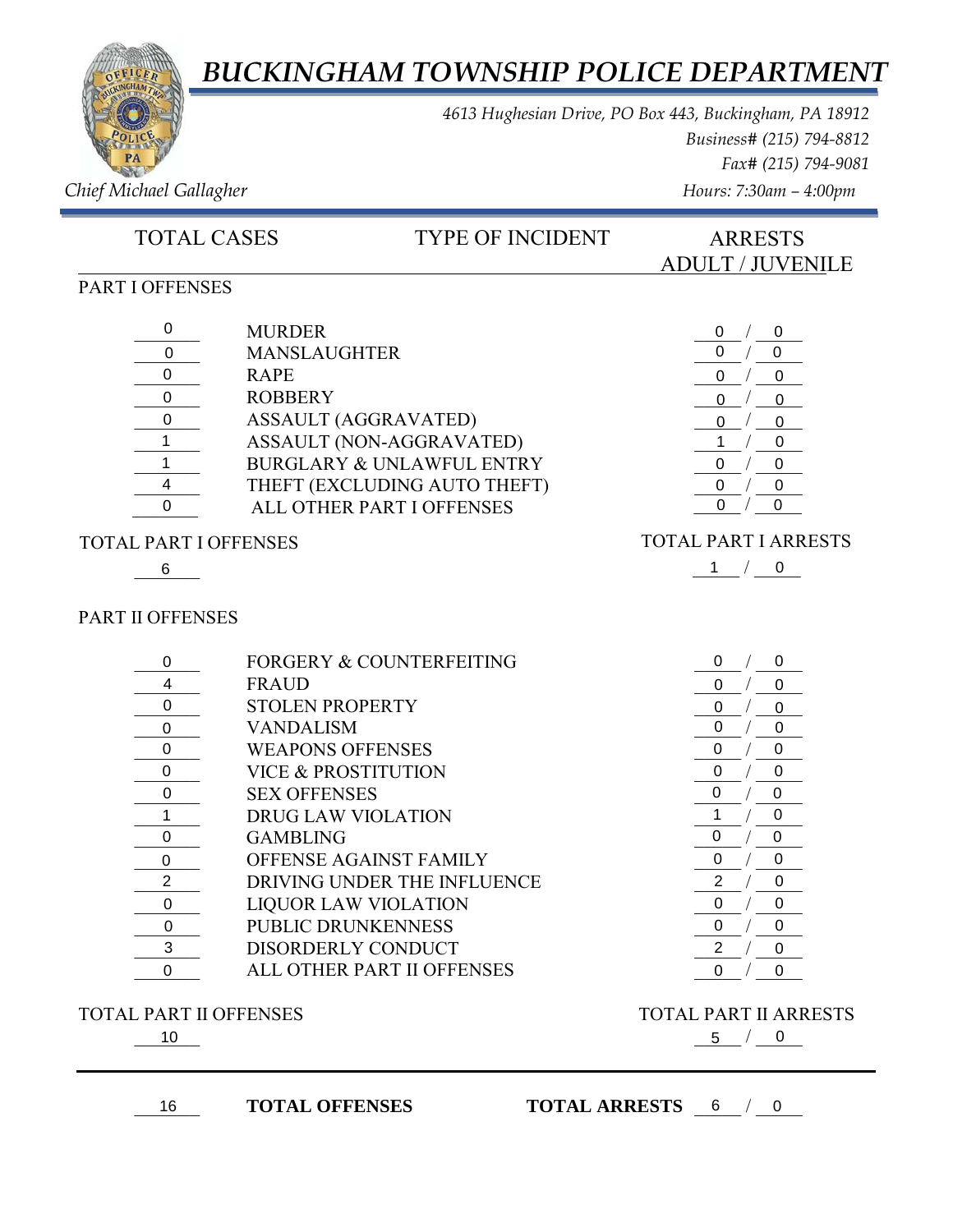# *BUCKINGHAM TOWNSHIP POLICE DEPARTMENT*

*4613 Hughesian Drive, PO Box 443, Buckingham, PA 18912*
*Business# (215) 794-8812*
*Fax# (215) 794-9081*

*Chief Michael Gallagher* — *Hours: 7:30am – 4:00pm*

| TOTAL CASES | TYPE OF INCIDENT | ARRESTS ADULT / JUVENILE |
|---|---|---|
| **PART I OFFENSES** | | |
| 0 | MURDER | 0 / 0 |
| 0 | MANSLAUGHTER | 0 / 0 |
| 0 | RAPE | 0 / 0 |
| 0 | ROBBERY | 0 / 0 |
| 0 | ASSAULT (AGGRAVATED) | 0 / 0 |
| 1 | ASSAULT (NON-AGGRAVATED) | 1 / 0 |
| 1 | BURGLARY & UNLAWFUL ENTRY | 0 / 0 |
| 4 | THEFT (EXCLUDING AUTO THEFT) | 0 / 0 |
| 0 | ALL OTHER PART I OFFENSES | 0 / 0 |
| 6 | TOTAL PART I OFFENSES / TOTAL PART I ARRESTS | 1 / 0 |
| **PART II OFFENSES** | | |
| 0 | FORGERY & COUNTERFEITING | 0 / 0 |
| 4 | FRAUD | 0 / 0 |
| 0 | STOLEN PROPERTY | 0 / 0 |
| 0 | VANDALISM | 0 / 0 |
| 0 | WEAPONS OFFENSES | 0 / 0 |
| 0 | VICE & PROSTITUTION | 0 / 0 |
| 0 | SEX OFFENSES | 0 / 0 |
| 1 | DRUG LAW VIOLATION | 1 / 0 |
| 0 | GAMBLING | 0 / 0 |
| 0 | OFFENSE AGAINST FAMILY | 0 / 0 |
| 2 | DRIVING UNDER THE INFLUENCE | 2 / 0 |
| 0 | LIQUOR LAW VIOLATION | 0 / 0 |
| 0 | PUBLIC DRUNKENNESS | 0 / 0 |
| 3 | DISORDERLY CONDUCT | 2 / 0 |
| 0 | ALL OTHER PART II OFFENSES | 0 / 0 |
| 10 | TOTAL PART II OFFENSES / TOTAL PART II ARRESTS | 5 / 0 |
| 16 | **TOTAL OFFENSES** / **TOTAL ARRESTS** | 6 / 0 |